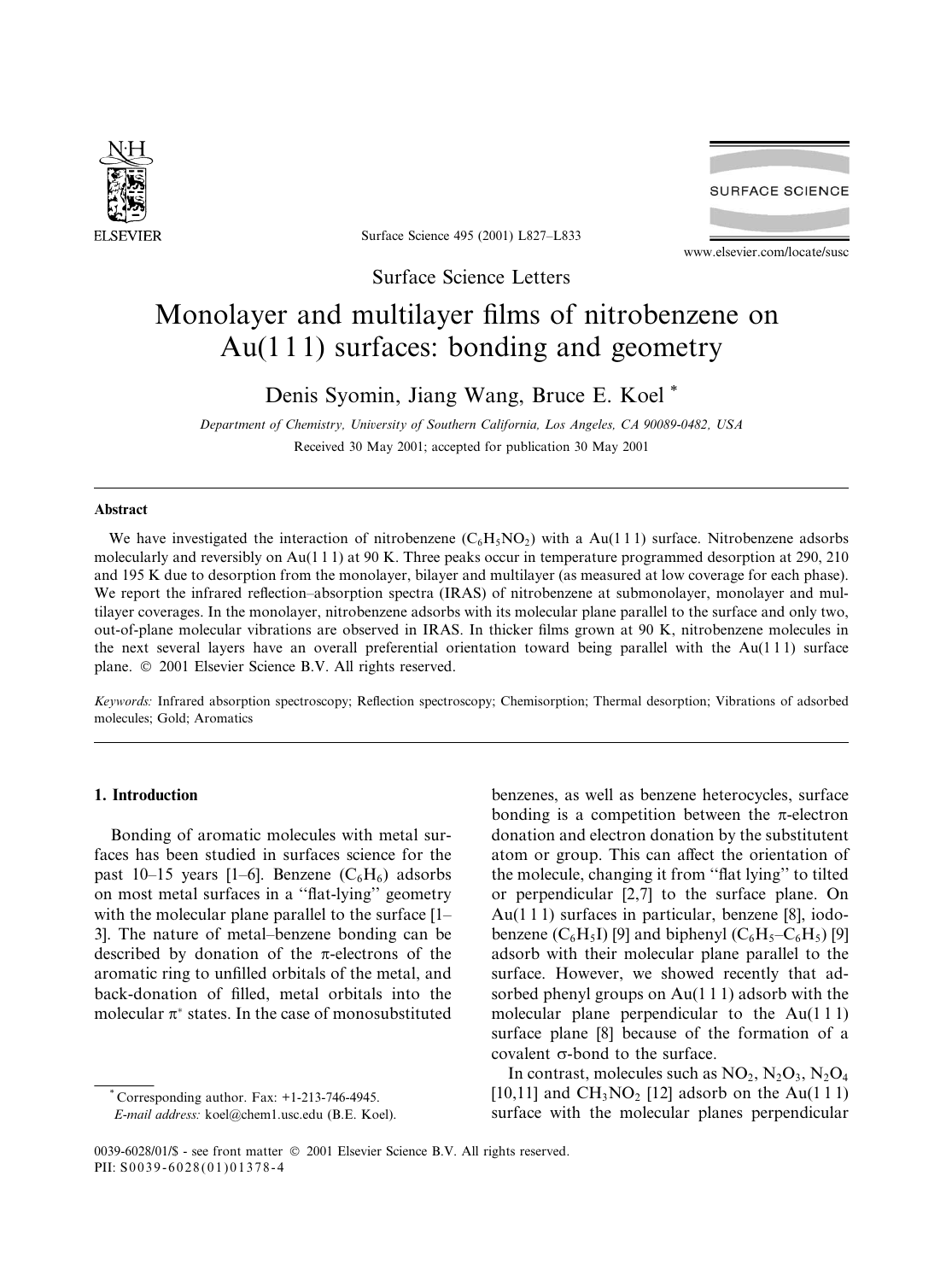Surface Science Letters

# Monolayer and multilayer films of nitrobenzene on Au(1 1 1) surfaces: bonding and geometry

Denis Syomin, Jiang Wang, Bruce E. Koel *

*Department of Chemistry, University of Southern California, Los Angeles, CA 90089-0482, USA*

Received 30 May 2001; accepted for publication 30 May 2001

## Abstract

We have investigated the interaction of nitrobenzene ($C_6H_5NO_2$) with a Au(1 1 1) surface. Nitrobenzene adsorbs molecularly and reversibly on Au(1 1 1) at 90 K. Three peaks occur in temperature programmed desorption at 290, 210 and 195 K due to desorption from the monolayer, bilayer and multilayer (as measured at low coverage for each phase). We report the infrared reflection–absorption spectra (IRAS) of nitrobenzene at submonolayer, monolayer and multilayer coverages. In the monolayer, nitrobenzene adsorbs with its molecular plane parallel to the surface and only two, out-of-plane molecular vibrations are observed in IRAS. In thicker films grown at 90 K, nitrobenzene molecules in the next several layers have an overall preferential orientation toward being parallel with the Au(1 1 1) surface plane. © 2001 Elsevier Science B.V. All rights reserved.

*Keywords:* Infrared absorption spectroscopy; Reflection spectroscopy; Chemisorption; Thermal desorption; Vibrations of adsorbed molecules; Gold; Aromatics

## 1. Introduction

Bonding of aromatic molecules with metal surfaces has been studied in surfaces science for the past 10–15 years [1–6]. Benzene ($C_6H_6$) adsorbs on most metal surfaces in a "flat-lying" geometry with the molecular plane parallel to the surface [1–3]. The nature of metal–benzene bonding can be described by donation of the π-electrons of the aromatic ring to unfilled orbitals of the metal, and back-donation of filled, metal orbitals into the molecular $\pi^*$ states. In the case of monosubstituted benzenes, as well as benzene heterocycles, surface bonding is a competition between the π-electron donation and electron donation by the substituent atom or group. This can affect the orientation of the molecule, changing it from "flat lying" to tilted or perpendicular [2,7] to the surface plane. On Au(1 1 1) surfaces in particular, benzene [8], iodobenzene ($C_6H_5I$) [9] and biphenyl ($C_6H_5$–$C_6H_5$) [9] adsorb with their molecular plane parallel to the surface. However, we showed recently that adsorbed phenyl groups on Au(1 1 1) adsorb with the molecular plane perpendicular to the Au(1 1 1) surface plane [8] because of the formation of a covalent σ-bond to the surface.

In contrast, molecules such as $NO_2$, $N_2O_3$, $N_2O_4$ [10,11] and $CH_3NO_2$ [12] adsorb on the Au(1 1 1) surface with the molecular planes perpendicular

* Corresponding author. Fax: +1-213-746-4945. *E-mail address:* koel@chem1.usc.edu (B.E. Koel).

0039-6028/01/$ - see front matter © 2001 Elsevier Science B.V. All rights reserved.
PII: S0039-6028(01)01378-4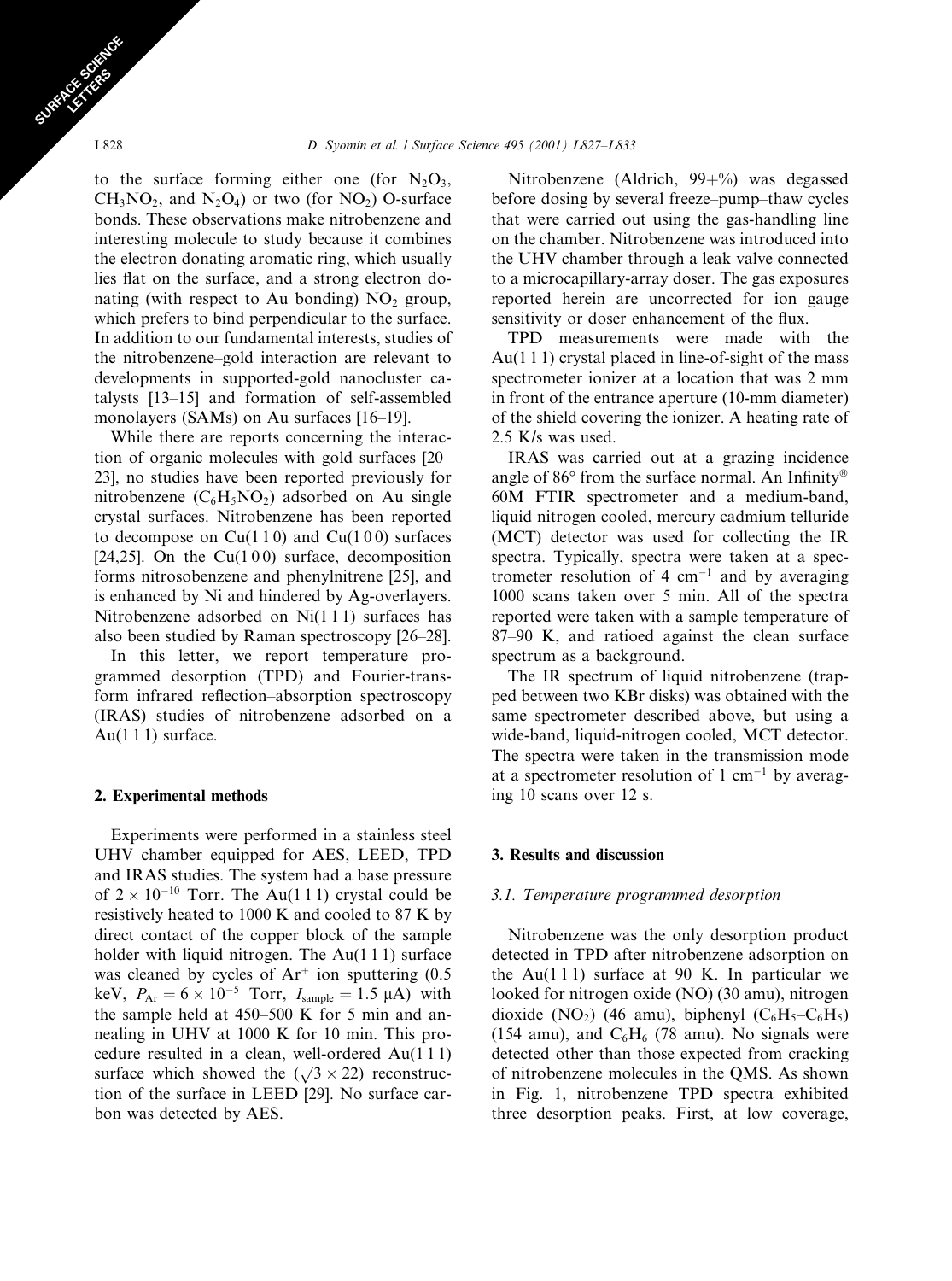to the surface forming either one (for $N_2O_3$, $CH_3NO_2$, and $N_2O_4$) or two (for $NO_2$) O-surface bonds. These observations make nitrobenzene and interesting molecule to study because it combines the electron donating aromatic ring, which usually lies flat on the surface, and a strong electron donating (with respect to Au bonding) $NO_2$ group, which prefers to bind perpendicular to the surface. In addition to our fundamental interests, studies of the nitrobenzene–gold interaction are relevant to developments in supported-gold nanocluster catalysts [13–15] and formation of self-assembled monolayers (SAMs) on Au surfaces [16–19].

While there are reports concerning the interaction of organic molecules with gold surfaces [20–23], no studies have been reported previously for nitrobenzene ($C_6H_5NO_2$) adsorbed on Au single crystal surfaces. Nitrobenzene has been reported to decompose on Cu(1 1 0) and Cu(1 0 0) surfaces [24,25]. On the Cu(1 0 0) surface, decomposition forms nitrosobenzene and phenylnitrene [25], and is enhanced by Ni and hindered by Ag-overlayers. Nitrobenzene adsorbed on Ni(1 1 1) surfaces has also been studied by Raman spectroscopy [26–28].

In this letter, we report temperature programmed desorption (TPD) and Fourier-transform infrared reflection–absorption spectroscopy (IRAS) studies of nitrobenzene adsorbed on a Au(1 1 1) surface.

## 2. Experimental methods

Experiments were performed in a stainless steel UHV chamber equipped for AES, LEED, TPD and IRAS studies. The system had a base pressure of $2 \times 10^{-10}$ Torr. The Au(1 1 1) crystal could be resistively heated to 1000 K and cooled to 87 K by direct contact of the copper block of the sample holder with liquid nitrogen. The Au(1 1 1) surface was cleaned by cycles of $Ar^+$ ion sputtering (0.5 keV, $P_{Ar} = 6 \times 10^{-5}$ Torr, $I_{sample} = 1.5$ μA) with the sample held at 450–500 K for 5 min and annealing in UHV at 1000 K for 10 min. This procedure resulted in a clean, well-ordered Au(1 1 1) surface which showed the ($\sqrt{3} \times 22$) reconstruction of the surface in LEED [29]. No surface carbon was detected by AES.

Nitrobenzene (Aldrich, 99+%) was degassed before dosing by several freeze–pump–thaw cycles that were carried out using the gas-handling line on the chamber. Nitrobenzene was introduced into the UHV chamber through a leak valve connected to a microcapillary-array doser. The gas exposures reported herein are uncorrected for ion gauge sensitivity or doser enhancement of the flux.

TPD measurements were made with the Au(1 1 1) crystal placed in line-of-sight of the mass spectrometer ionizer at a location that was 2 mm in front of the entrance aperture (10-mm diameter) of the shield covering the ionizer. A heating rate of 2.5 K/s was used.

IRAS was carried out at a grazing incidence angle of 86° from the surface normal. An Infinity® 60M FTIR spectrometer and a medium-band, liquid nitrogen cooled, mercury cadmium telluride (MCT) detector was used for collecting the IR spectra. Typically, spectra were taken at a spectrometer resolution of 4 $cm^{-1}$ and by averaging 1000 scans taken over 5 min. All of the spectra reported were taken with a sample temperature of 87–90 K, and ratioed against the clean surface spectrum as a background.

The IR spectrum of liquid nitrobenzene (trapped between two KBr disks) was obtained with the same spectrometer described above, but using a wide-band, liquid-nitrogen cooled, MCT detector. The spectra were taken in the transmission mode at a spectrometer resolution of 1 $cm^{-1}$ by averaging 10 scans over 12 s.

## 3. Results and discussion

### 3.1. Temperature programmed desorption

Nitrobenzene was the only desorption product detected in TPD after nitrobenzene adsorption on the Au(1 1 1) surface at 90 K. In particular we looked for nitrogen oxide (NO) (30 amu), nitrogen dioxide ($NO_2$) (46 amu), biphenyl ($C_6H_5$–$C_6H_5$) (154 amu), and $C_6H_6$ (78 amu). No signals were detected other than those expected from cracking of nitrobenzene molecules in the QMS. As shown in Fig. 1, nitrobenzene TPD spectra exhibited three desorption peaks. First, at low coverage,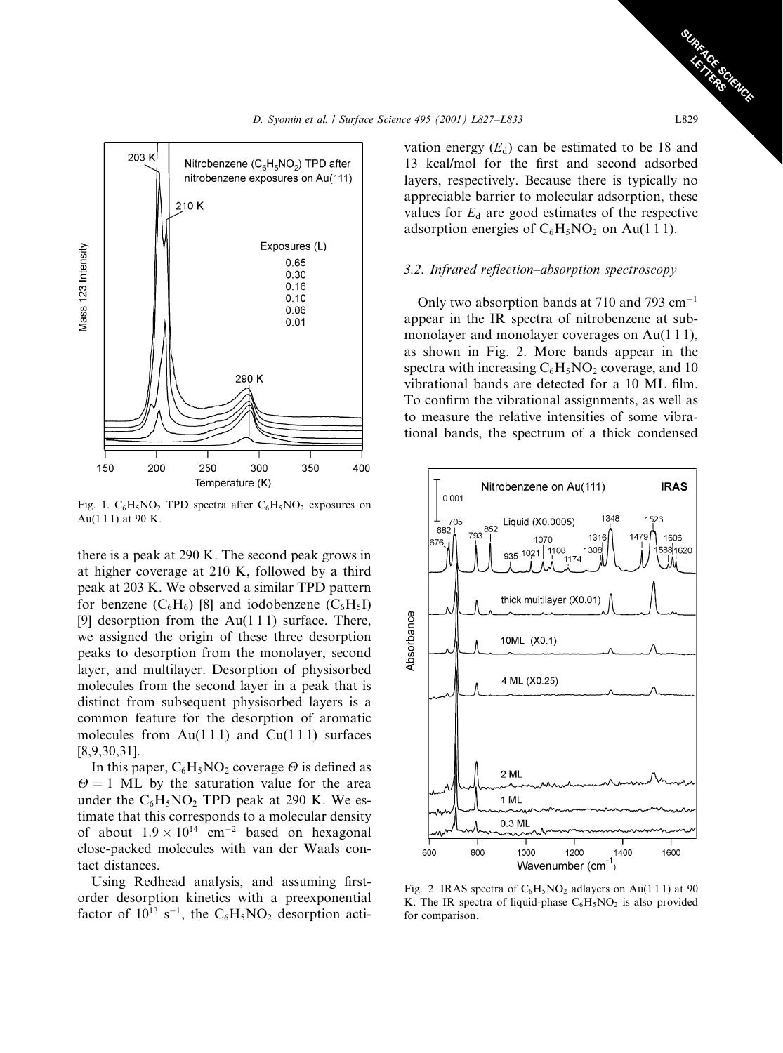Fig. 1. $C_6H_5NO_2$ TPD spectra after $C_6H_5NO_2$ exposures on Au(1 1 1) at 90 K.

there is a peak at 290 K. The second peak grows in at higher coverage at 210 K, followed by a third peak at 203 K. We observed a similar TPD pattern for benzene ($C_6H_6$) [8] and iodobenzene ($C_6H_5I$) [9] desorption from the Au(1 1 1) surface. There, we assigned the origin of these three desorption peaks to desorption from the monolayer, second layer, and multilayer. Desorption of physisorbed molecules from the second layer in a peak that is distinct from subsequent physisorbed layers is a common feature for the desorption of aromatic molecules from Au(1 1 1) and Cu(1 1 1) surfaces [8,9,30,31].

In this paper, $C_6H_5NO_2$ coverage $\Theta$ is defined as $\Theta = 1$ ML by the saturation value for the area under the $C_6H_5NO_2$ TPD peak at 290 K. We estimate that this corresponds to a molecular density of about $1.9 \times 10^{14}$ $cm^{-2}$ based on hexagonal close-packed molecules with van der Waals contact distances.

Using Redhead analysis, and assuming first-order desorption kinetics with a preexponential factor of $10^{13}$ $s^{-1}$, the $C_6H_5NO_2$ desorption activation energy ($E_d$) can be estimated to be 18 and 13 kcal/mol for the first and second adsorbed layers, respectively. Because there is typically no appreciable barrier to molecular adsorption, these values for $E_d$ are good estimates of the respective adsorption energies of $C_6H_5NO_2$ on Au(1 1 1).

### 3.2. Infrared reflection–absorption spectroscopy

Only two absorption bands at 710 and 793 $cm^{-1}$ appear in the IR spectra of nitrobenzene at submonolayer and monolayer coverages on Au(1 1 1), as shown in Fig. 2. More bands appear in the spectra with increasing $C_6H_5NO_2$ coverage, and 10 vibrational bands are detected for a 10 ML film. To confirm the vibrational assignments, as well as to measure the relative intensities of some vibrational bands, the spectrum of a thick condensed

Fig. 2. IRAS spectra of $C_6H_5NO_2$ adlayers on Au(1 1 1) at 90 K. The IR spectra of liquid-phase $C_6H_5NO_2$ is also provided for comparison.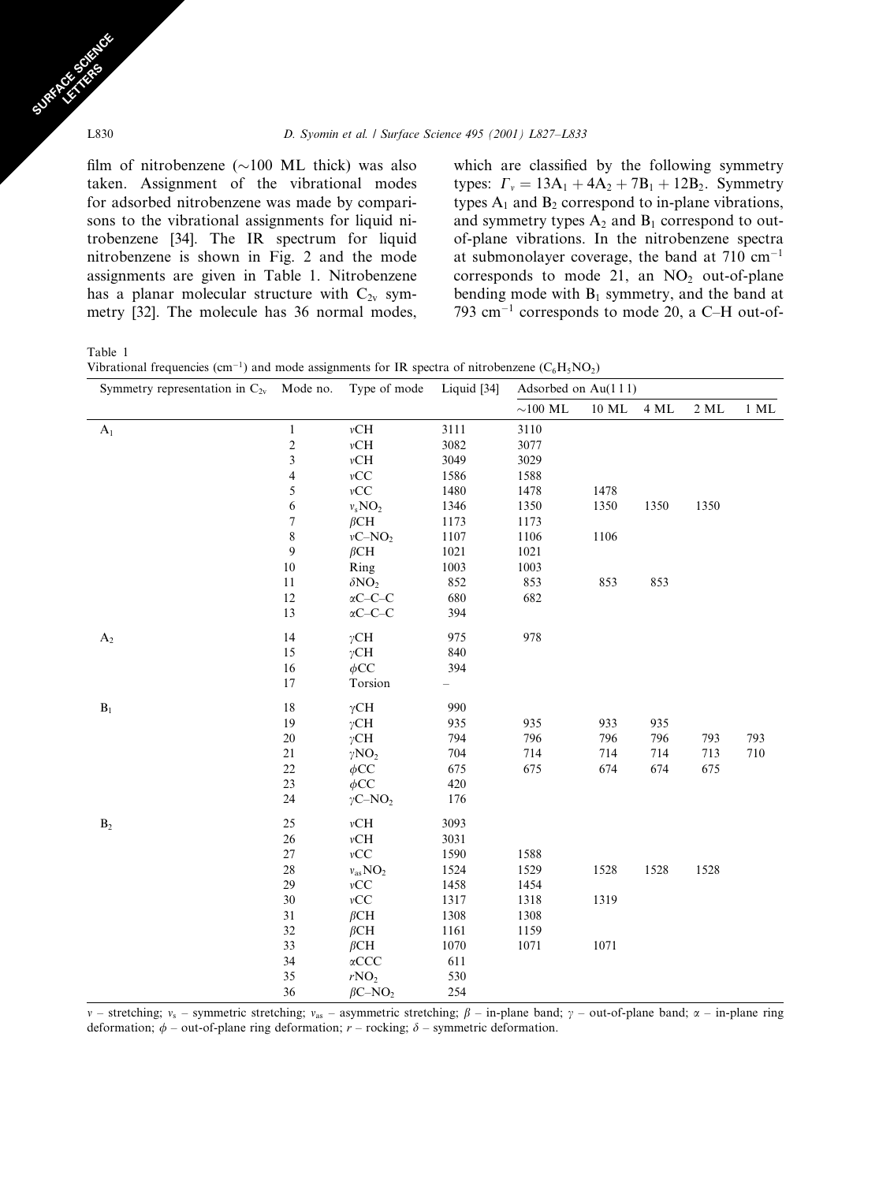film of nitrobenzene (∼100 ML thick) was also taken. Assignment of the vibrational modes for adsorbed nitrobenzene was made by comparisons to the vibrational assignments for liquid nitrobenzene [34]. The IR spectrum for liquid nitrobenzene is shown in Fig. 2 and the mode assignments are given in Table 1. Nitrobenzene has a planar molecular structure with $C_{2v}$ symmetry [32]. The molecule has 36 normal modes, which are classified by the following symmetry types: $\Gamma_v = 13A_1 + 4A_2 + 7B_1 + 12B_2$. Symmetry types $A_1$ and $B_2$ correspond to in-plane vibrations, and symmetry types $A_2$ and $B_1$ correspond to out-of-plane vibrations. In the nitrobenzene spectra at submonolayer coverage, the band at 710 cm$^{-1}$ corresponds to mode 21, an $NO_2$ out-of-plane bending mode with $B_1$ symmetry, and the band at 793 cm$^{-1}$ corresponds to mode 20, a C–H out-of-

Table 1
Vibrational frequencies (cm$^{-1}$) and mode assignments for IR spectra of nitrobenzene ($C_6H_5NO_2$)

| Symmetry representation in $C_{2v}$ | Mode no. | Type of mode | Liquid [34] | Adsorbed on Au(1 1 1) | | | | |
|---|---|---|---|---|---|---|---|---|
| | | | | ∼100 ML | 10 ML | 4 ML | 2 ML | 1 ML |
| $A_1$ | 1 | $\nu$CH | 3111 | 3110 | | | | |
| | 2 | $\nu$CH | 3082 | 3077 | | | | |
| | 3 | $\nu$CH | 3049 | 3029 | | | | |
| | 4 | $\nu$CC | 1586 | 1588 | | | | |
| | 5 | $\nu$CC | 1480 | 1478 | 1478 | | | |
| | 6 | $\nu_s NO_2$ | 1346 | 1350 | 1350 | 1350 | 1350 | |
| | 7 | $\beta$CH | 1173 | 1173 | | | | |
| | 8 | $\nu C–NO_2$ | 1107 | 1106 | 1106 | | | |
| | 9 | $\beta$CH | 1021 | 1021 | | | | |
| | 10 | Ring | 1003 | 1003 | | | | |
| | 11 | $\delta NO_2$ | 852 | 853 | 853 | 853 | | |
| | 12 | $\alpha$C–C–C | 680 | 682 | | | | |
| | 13 | $\alpha$C–C–C | 394 | | | | | |
| $A_2$ | 14 | $\gamma$CH | 975 | 978 | | | | |
| | 15 | $\gamma$CH | 840 | | | | | |
| | 16 | $\phi$CC | 394 | | | | | |
| | 17 | Torsion | – | | | | | |
| $B_1$ | 18 | $\gamma$CH | 990 | | | | | |
| | 19 | $\gamma$CH | 935 | 935 | 933 | 935 | | |
| | 20 | $\gamma$CH | 794 | 796 | 796 | 796 | 793 | 793 |
| | 21 | $\gamma NO_2$ | 704 | 714 | 714 | 714 | 713 | 710 |
| | 22 | $\phi$CC | 675 | 675 | 674 | 674 | 675 | |
| | 23 | $\phi$CC | 420 | | | | | |
| | 24 | $\gamma C–NO_2$ | 176 | | | | | |
| $B_2$ | 25 | $\nu$CH | 3093 | | | | | |
| | 26 | $\nu$CH | 3031 | | | | | |
| | 27 | $\nu$CC | 1590 | 1588 | | | | |
| | 28 | $\nu_{as} NO_2$ | 1524 | 1529 | 1528 | 1528 | 1528 | |
| | 29 | $\nu$CC | 1458 | 1454 | | | | |
| | 30 | $\nu$CC | 1317 | 1318 | 1319 | | | |
| | 31 | $\beta$CH | 1308 | 1308 | | | | |
| | 32 | $\beta$CH | 1161 | 1159 | | | | |
| | 33 | $\beta$CH | 1070 | 1071 | 1071 | | | |
| | 34 | $\alpha$CCC | 611 | | | | | |
| | 35 | $r NO_2$ | 530 | | | | | |
| | 36 | $\beta C–NO_2$ | 254 | | | | | |

$\nu$ – stretching; $\nu_s$ – symmetric stretching; $\nu_{as}$ – asymmetric stretching; $\beta$ – in-plane band; $\gamma$ – out-of-plane band; $\alpha$ – in-plane ring deformation; $\phi$ – out-of-plane ring deformation; $r$ – rocking; $\delta$ – symmetric deformation.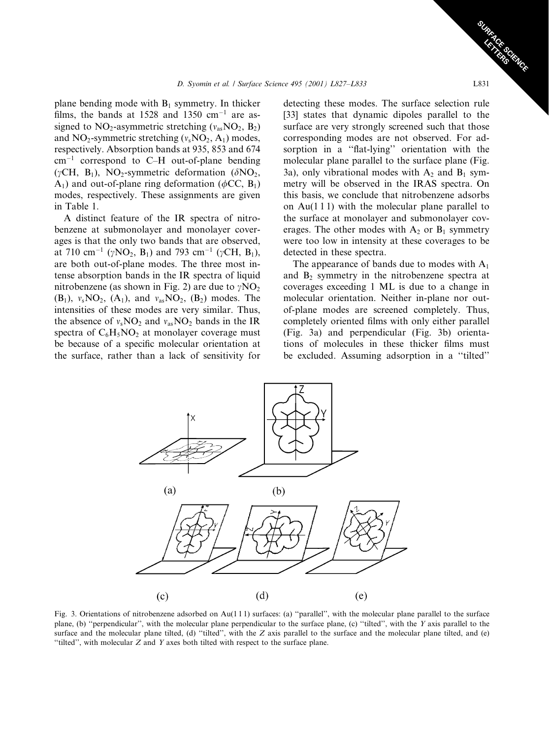plane bending mode with $B_1$ symmetry. In thicker films, the bands at 1528 and 1350 $cm^{-1}$ are assigned to $NO_2$-asymmetric stretching ($\nu_{as}NO_2$, $B_2$) and $NO_2$-symmetric stretching ($\nu_sNO_2$, $A_1$) modes, respectively. Absorption bands at 935, 853 and 674 $cm^{-1}$ correspond to C–H out-of-plane bending ($\gamma$CH, $B_1$), $NO_2$-symmetric deformation ($\delta NO_2$, $A_1$) and out-of-plane ring deformation ($\phi$CC, $B_1$) modes, respectively. These assignments are given in Table 1.

A distinct feature of the IR spectra of nitrobenzene at submonolayer and monolayer coverages is that the only two bands that are observed, at 710 $cm^{-1}$ ($\gamma NO_2$, $B_1$) and 793 $cm^{-1}$ ($\gamma$CH, $B_1$), are both out-of-plane modes. The three most intense absorption bands in the IR spectra of liquid nitrobenzene (as shown in Fig. 2) are due to $\gamma NO_2$ ($B_1$), $\nu_sNO_2$, ($A_1$), and $\nu_{as}NO_2$, ($B_2$) modes. The intensities of these modes are very similar. Thus, the absence of $\nu_sNO_2$ and $\nu_{as}NO_2$ bands in the IR spectra of $C_6H_5NO_2$ at monolayer coverage must be because of a specific molecular orientation at the surface, rather than a lack of sensitivity for detecting these modes. The surface selection rule [33] states that dynamic dipoles parallel to the surface are very strongly screened such that those corresponding modes are not observed. For adsorption in a ''flat-lying'' orientation with the molecular plane parallel to the surface plane (Fig. 3a), only vibrational modes with $A_2$ and $B_1$ symmetry will be observed in the IRAS spectra. On this basis, we conclude that nitrobenzene adsorbs on Au(1 1 1) with the molecular plane parallel to the surface at monolayer and submonolayer coverages. The other modes with $A_2$ or $B_1$ symmetry were too low in intensity at these coverages to be detected in these spectra.

The appearance of bands due to modes with $A_1$ and $B_2$ symmetry in the nitrobenzene spectra at coverages exceeding 1 ML is due to a change in molecular orientation. Neither in-plane nor out-of-plane modes are screened completely. Thus, completely oriented films with only either parallel (Fig. 3a) and perpendicular (Fig. 3b) orientations of molecules in these thicker films must be excluded. Assuming adsorption in a ''tilted''

Fig. 3. Orientations of nitrobenzene adsorbed on Au(1 1 1) surfaces: (a) ''parallel'', with the molecular plane parallel to the surface plane, (b) ''perpendicular'', with the molecular plane perpendicular to the surface plane, (c) ''tilted'', with the $Y$ axis parallel to the surface and the molecular plane tilted, (d) ''tilted'', with the $Z$ axis parallel to the surface and the molecular plane tilted, and (e) ''tilted'', with molecular $Z$ and $Y$ axes both tilted with respect to the surface plane.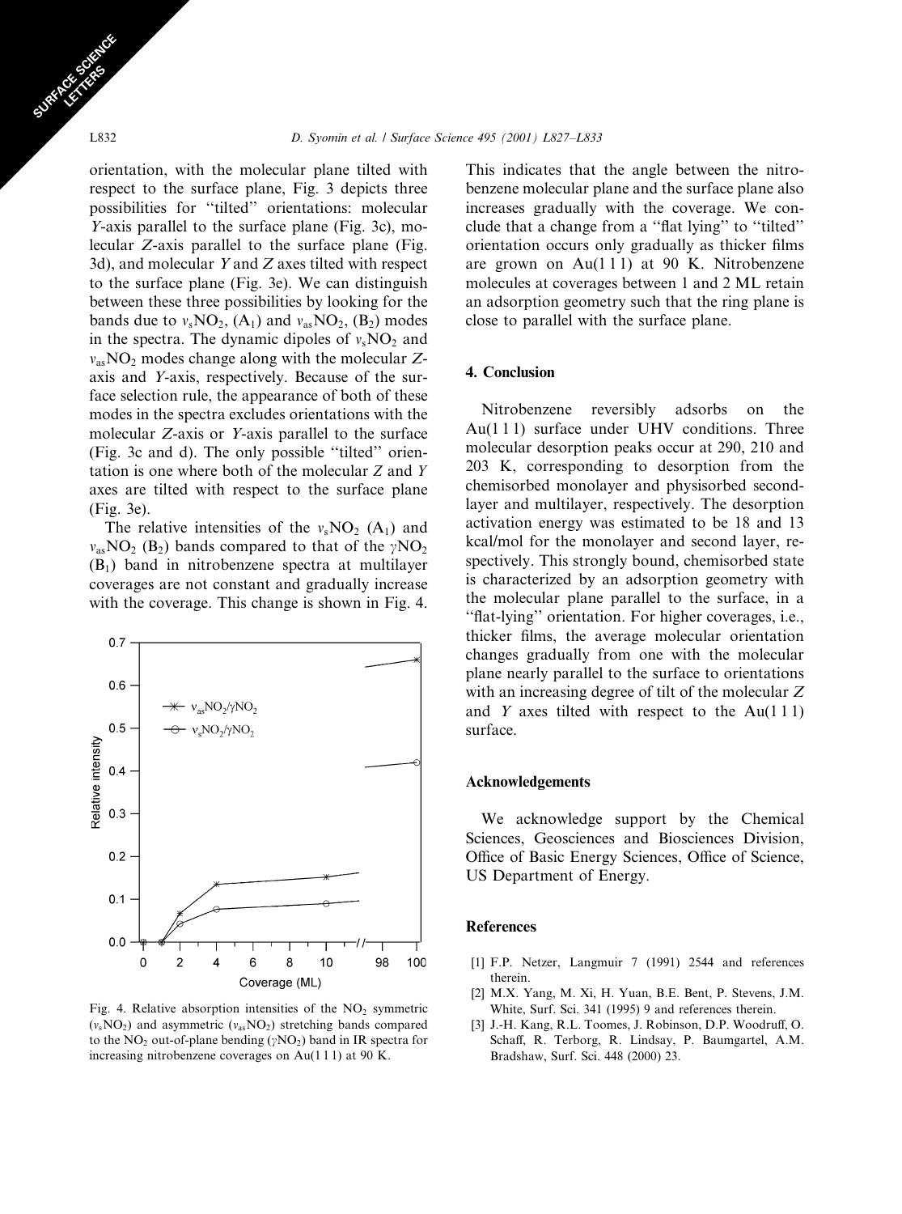orientation, with the molecular plane tilted with respect to the surface plane, Fig. 3 depicts three possibilities for "tilted" orientations: molecular Y-axis parallel to the surface plane (Fig. 3c), molecular Z-axis parallel to the surface plane (Fig. 3d), and molecular Y and Z axes tilted with respect to the surface plane (Fig. 3e). We can distinguish between these three possibilities by looking for the bands due to $\nu_s NO_2$, $(A_1)$ and $\nu_{as} NO_2$, $(B_2)$ modes in the spectra. The dynamic dipoles of $\nu_s NO_2$ and $\nu_{as} NO_2$ modes change along with the molecular Z-axis and Y-axis, respectively. Because of the surface selection rule, the appearance of both of these modes in the spectra excludes orientations with the molecular Z-axis or Y-axis parallel to the surface (Fig. 3c and d). The only possible "tilted" orientation is one where both of the molecular Z and Y axes are tilted with respect to the surface plane (Fig. 3e).

The relative intensities of the $\nu_s NO_2$ $(A_1)$ and $\nu_{as} NO_2$ $(B_2)$ bands compared to that of the $\gamma NO_2$ $(B_1)$ band in nitrobenzene spectra at multilayer coverages are not constant and gradually increase with the coverage. This change is shown in Fig. 4.

Fig. 4. Relative absorption intensities of the $NO_2$ symmetric ($\nu_s NO_2$) and asymmetric ($\nu_{as} NO_2$) stretching bands compared to the $NO_2$ out-of-plane bending ($\gamma NO_2$) band in IR spectra for increasing nitrobenzene coverages on Au(1 1 1) at 90 K.

This indicates that the angle between the nitrobenzene molecular plane and the surface plane also increases gradually with the coverage. We conclude that a change from a "flat lying" to "tilted" orientation occurs only gradually as thicker films are grown on Au(1 1 1) at 90 K. Nitrobenzene molecules at coverages between 1 and 2 ML retain an adsorption geometry such that the ring plane is close to parallel with the surface plane.

## 4. Conclusion

Nitrobenzene reversibly adsorbs on the Au(1 1 1) surface under UHV conditions. Three molecular desorption peaks occur at 290, 210 and 203 K, corresponding to desorption from the chemisorbed monolayer and physisorbed second-layer and multilayer, respectively. The desorption activation energy was estimated to be 18 and 13 kcal/mol for the monolayer and second layer, respectively. This strongly bound, chemisorbed state is characterized by an adsorption geometry with the molecular plane parallel to the surface, in a "flat-lying" orientation. For higher coverages, i.e., thicker films, the average molecular orientation changes gradually from one with the molecular plane nearly parallel to the surface to orientations with an increasing degree of tilt of the molecular Z and Y axes tilted with respect to the Au(1 1 1) surface.

## Acknowledgements

We acknowledge support by the Chemical Sciences, Geosciences and Biosciences Division, Office of Basic Energy Sciences, Office of Science, US Department of Energy.

## References

[1] F.P. Netzer, Langmuir 7 (1991) 2544 and references therein.

[2] M.X. Yang, M. Xi, H. Yuan, B.E. Bent, P. Stevens, J.M. White, Surf. Sci. 341 (1995) 9 and references therein.

[3] J.-H. Kang, R.L. Toomes, J. Robinson, D.P. Woodruff, O. Schaff, R. Terborg, R. Lindsay, P. Baumgartel, A.M. Bradshaw, Surf. Sci. 448 (2000) 23.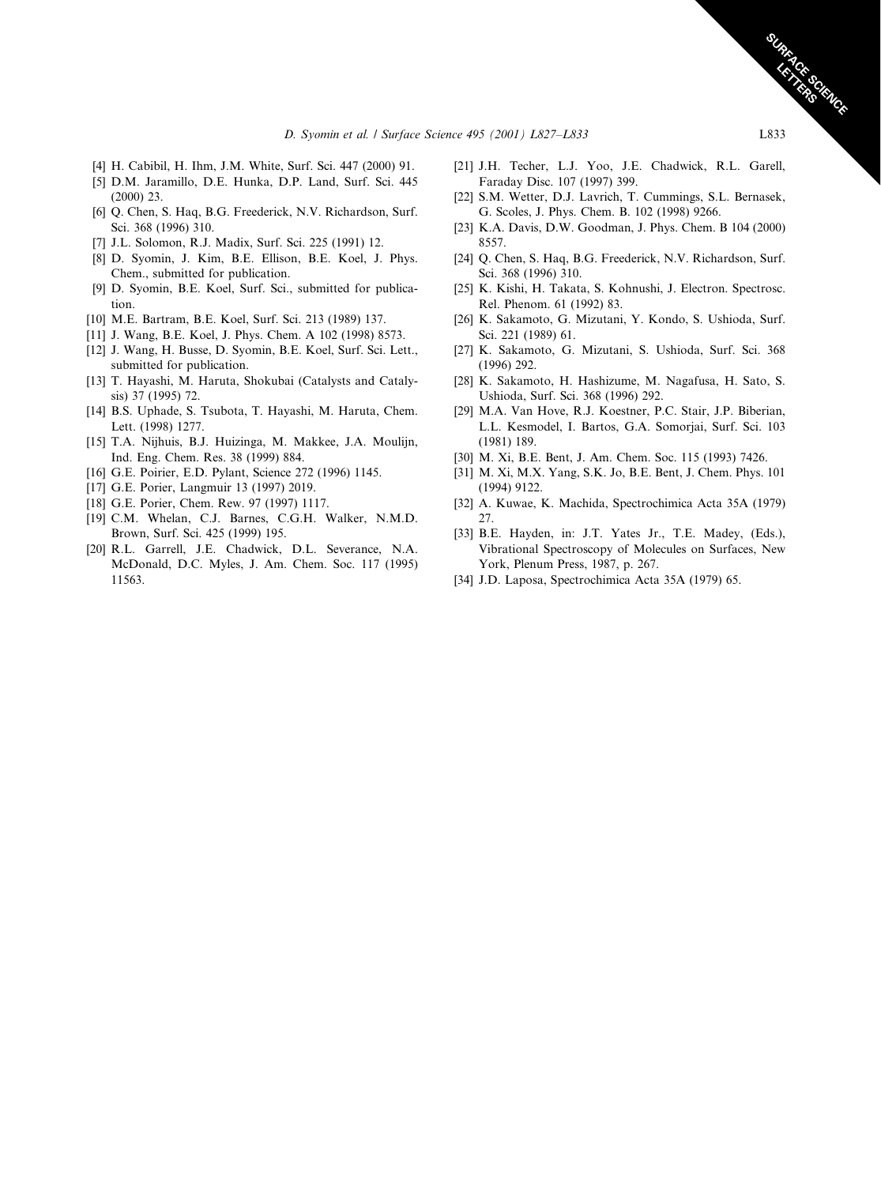[4] H. Cabibil, H. Ihm, J.M. White, Surf. Sci. 447 (2000) 91.

[5] D.M. Jaramillo, D.E. Hunka, D.P. Land, Surf. Sci. 445 (2000) 23.

[6] Q. Chen, S. Haq, B.G. Freederick, N.V. Richardson, Surf. Sci. 368 (1996) 310.

[7] J.L. Solomon, R.J. Madix, Surf. Sci. 225 (1991) 12.

[8] D. Syomin, J. Kim, B.E. Ellison, B.E. Koel, J. Phys. Chem., submitted for publication.

[9] D. Syomin, B.E. Koel, Surf. Sci., submitted for publication.

[10] M.E. Bartram, B.E. Koel, Surf. Sci. 213 (1989) 137.

[11] J. Wang, B.E. Koel, J. Phys. Chem. A 102 (1998) 8573.

[12] J. Wang, H. Busse, D. Syomin, B.E. Koel, Surf. Sci. Lett., submitted for publication.

[13] T. Hayashi, M. Haruta, Shokubai (Catalysts and Catalysis) 37 (1995) 72.

[14] B.S. Uphade, S. Tsubota, T. Hayashi, M. Haruta, Chem. Lett. (1998) 1277.

[15] T.A. Nijhuis, B.J. Huizinga, M. Makkee, J.A. Moulijn, Ind. Eng. Chem. Res. 38 (1999) 884.

[16] G.E. Poirier, E.D. Pylant, Science 272 (1996) 1145.

[17] G.E. Porier, Langmuir 13 (1997) 2019.

[18] G.E. Porier, Chem. Rew. 97 (1997) 1117.

[19] C.M. Whelan, C.J. Barnes, C.G.H. Walker, N.M.D. Brown, Surf. Sci. 425 (1999) 195.

[20] R.L. Garrell, J.E. Chadwick, D.L. Severance, N.A. McDonald, D.C. Myles, J. Am. Chem. Soc. 117 (1995) 11563.

[21] J.H. Techer, L.J. Yoo, J.E. Chadwick, R.L. Garell, Faraday Disc. 107 (1997) 399.

[22] S.M. Wetter, D.J. Lavrich, T. Cummings, S.L. Bernasek, G. Scoles, J. Phys. Chem. B. 102 (1998) 9266.

[23] K.A. Davis, D.W. Goodman, J. Phys. Chem. B 104 (2000) 8557.

[24] Q. Chen, S. Haq, B.G. Freederick, N.V. Richardson, Surf. Sci. 368 (1996) 310.

[25] K. Kishi, H. Takata, S. Kohnushi, J. Electron. Spectrosc. Rel. Phenom. 61 (1992) 83.

[26] K. Sakamoto, G. Mizutani, Y. Kondo, S. Ushioda, Surf. Sci. 221 (1989) 61.

[27] K. Sakamoto, G. Mizutani, S. Ushioda, Surf. Sci. 368 (1996) 292.

[28] K. Sakamoto, H. Hashizume, M. Nagafusa, H. Sato, S. Ushioda, Surf. Sci. 368 (1996) 292.

[29] M.A. Van Hove, R.J. Koestner, P.C. Stair, J.P. Biberian, L.L. Kesmodel, I. Bartos, G.A. Somorjai, Surf. Sci. 103 (1981) 189.

[30] M. Xi, B.E. Bent, J. Am. Chem. Soc. 115 (1993) 7426.

[31] M. Xi, M.X. Yang, S.K. Jo, B.E. Bent, J. Chem. Phys. 101 (1994) 9122.

[32] A. Kuwae, K. Machida, Spectrochimica Acta 35A (1979) 27.

[33] B.E. Hayden, in: J.T. Yates Jr., T.E. Madey, (Eds.), Vibrational Spectroscopy of Molecules on Surfaces, New York, Plenum Press, 1987, p. 267.

[34] J.D. Laposa, Spectrochimica Acta 35A (1979) 65.